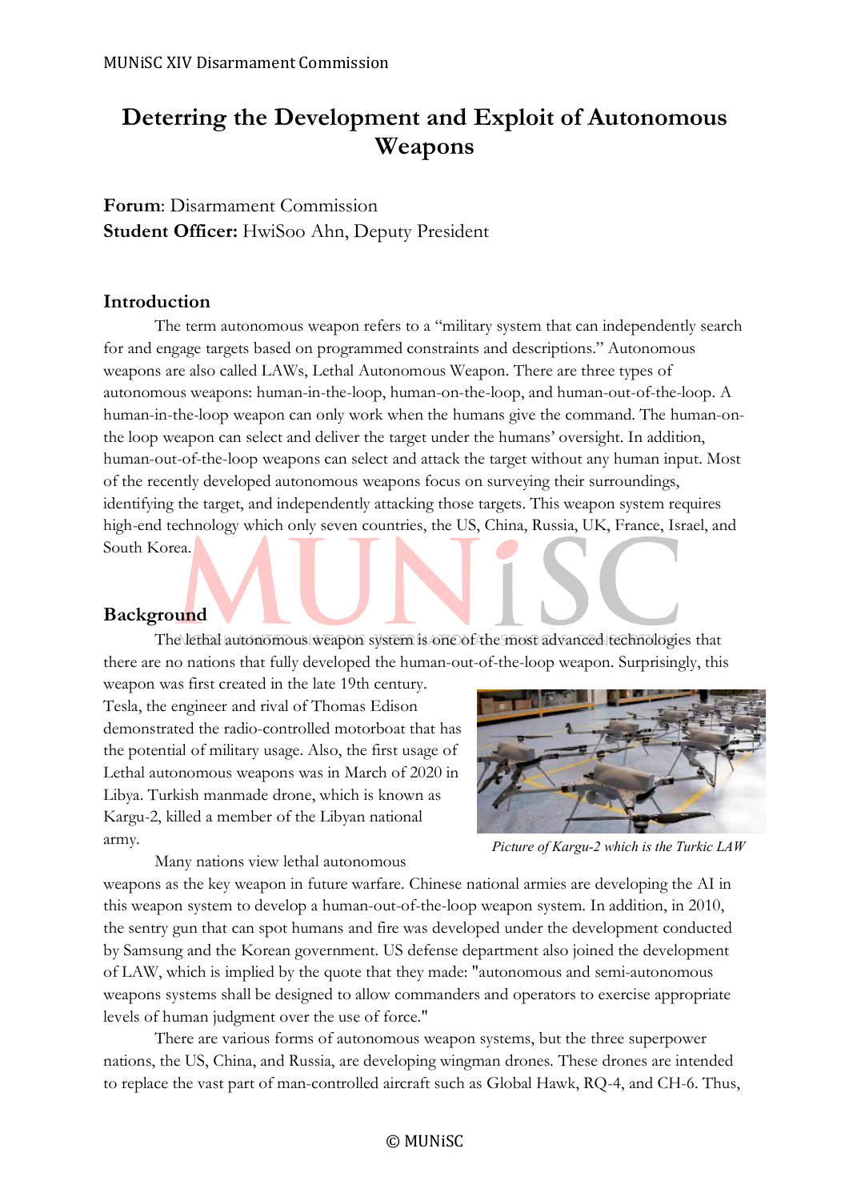# Deterring the Development and Exploit of Autonomous Weapons

**Forum**: Disarmament Commission
**Student Officer:** HwiSoo Ahn, Deputy President

## Introduction

The term autonomous weapon refers to a "military system that can independently search for and engage targets based on programmed constraints and descriptions." Autonomous weapons are also called LAWs, Lethal Autonomous Weapon. There are three types of autonomous weapons: human-in-the-loop, human-on-the-loop, and human-out-of-the-loop. A human-in-the-loop weapon can only work when the humans give the command. The human-on-the loop weapon can select and deliver the target under the humans' oversight. In addition, human-out-of-the-loop weapons can select and attack the target without any human input. Most of the recently developed autonomous weapons focus on surveying their surroundings, identifying the target, and independently attacking those targets. This weapon system requires high-end technology which only seven countries, the US, China, Russia, UK, France, Israel, and South Korea.

## Background

The lethal autonomous weapon system is one of the most advanced technologies that there are no nations that fully developed the human-out-of-the-loop weapon. Surprisingly, this weapon was first created in the late 19th century. Tesla, the engineer and rival of Thomas Edison demonstrated the radio-controlled motorboat that has the potential of military usage. Also, the first usage of Lethal autonomous weapons was in March of 2020 in Libya. Turkish manmade drone, which is known as Kargu-2, killed a member of the Libyan national army.

*Picture of Kargu-2 which is the Turkic LAW*

Many nations view lethal autonomous weapons as the key weapon in future warfare. Chinese national armies are developing the AI in this weapon system to develop a human-out-of-the-loop weapon system. In addition, in 2010, the sentry gun that can spot humans and fire was developed under the development conducted by Samsung and the Korean government. US defense department also joined the development of LAW, which is implied by the quote that they made: "autonomous and semi-autonomous weapons systems shall be designed to allow commanders and operators to exercise appropriate levels of human judgment over the use of force."

There are various forms of autonomous weapon systems, but the three superpower nations, the US, China, and Russia, are developing wingman drones. These drones are intended to replace the vast part of man-controlled aircraft such as Global Hawk, RQ-4, and CH-6. Thus,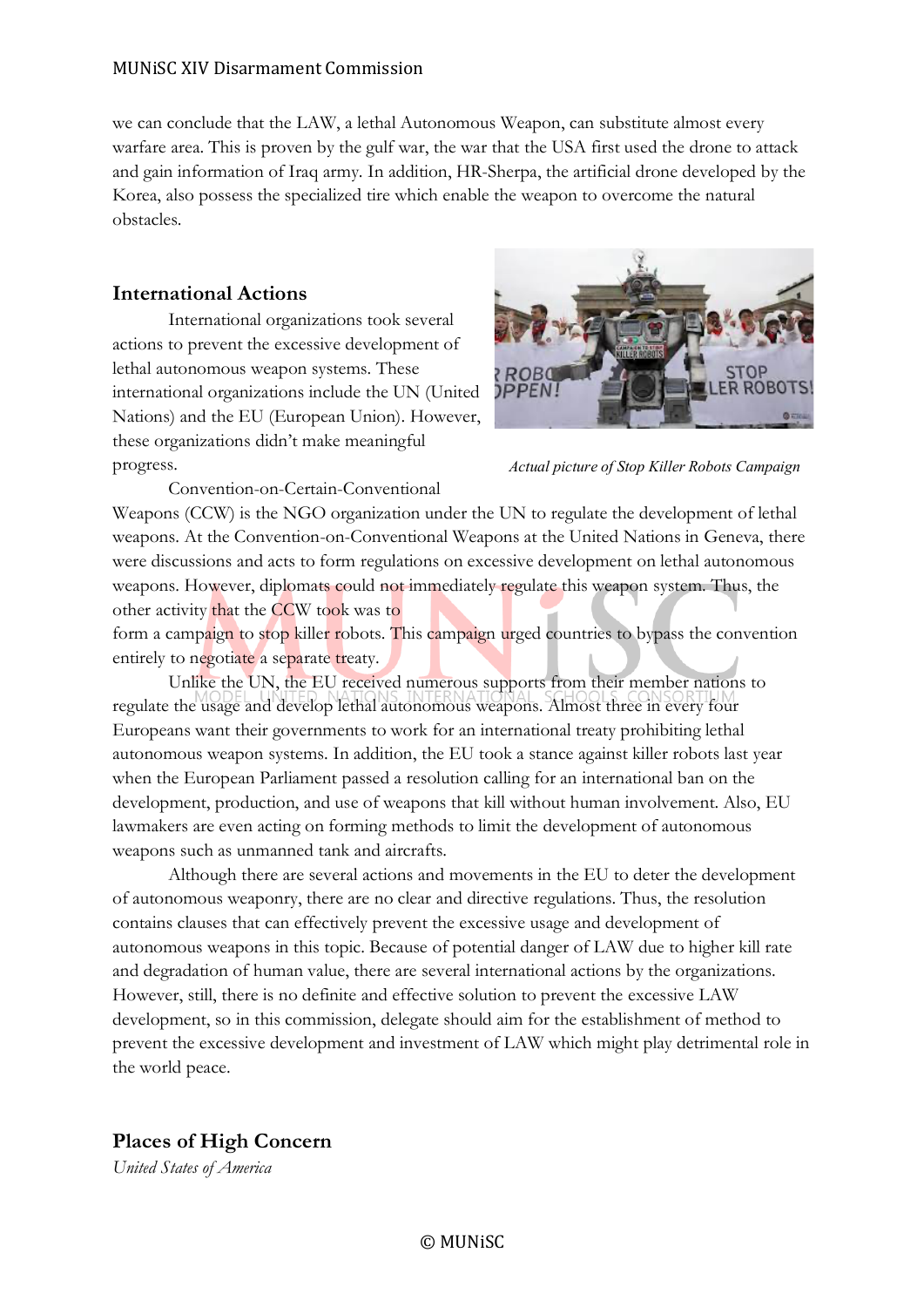we can conclude that the LAW, a lethal Autonomous Weapon, can substitute almost every warfare area. This is proven by the gulf war, the war that the USA first used the drone to attack and gain information of Iraq army. In addition, HR-Sherpa, the artificial drone developed by the Korea, also possess the specialized tire which enable the weapon to overcome the natural obstacles.

## International Actions

International organizations took several actions to prevent the excessive development of lethal autonomous weapon systems. These international organizations include the UN (United Nations) and the EU (European Union). However, these organizations didn't make meaningful progress.

*Actual picture of Stop Killer Robots Campaign*

Convention-on-Certain-Conventional Weapons (CCW) is the NGO organization under the UN to regulate the development of lethal weapons. At the Convention-on-Conventional Weapons at the United Nations in Geneva, there were discussions and acts to form regulations on excessive development on lethal autonomous weapons. However, diplomats could not immediately regulate this weapon system. Thus, the other activity that the CCW took was to form a campaign to stop killer robots. This campaign urged countries to bypass the convention entirely to negotiate a separate treaty.

Unlike the UN, the EU received numerous supports from their member nations to regulate the usage and develop lethal autonomous weapons. Almost three in every four Europeans want their governments to work for an international treaty prohibiting lethal autonomous weapon systems. In addition, the EU took a stance against killer robots last year when the European Parliament passed a resolution calling for an international ban on the development, production, and use of weapons that kill without human involvement. Also, EU lawmakers are even acting on forming methods to limit the development of autonomous weapons such as unmanned tank and aircrafts.

Although there are several actions and movements in the EU to deter the development of autonomous weaponry, there are no clear and directive regulations. Thus, the resolution contains clauses that can effectively prevent the excessive usage and development of autonomous weapons in this topic. Because of potential danger of LAW due to higher kill rate and degradation of human value, there are several international actions by the organizations. However, still, there is no definite and effective solution to prevent the excessive LAW development, so in this commission, delegate should aim for the establishment of method to prevent the excessive development and investment of LAW which might play detrimental role in the world peace.

## Places of High Concern

*United States of America*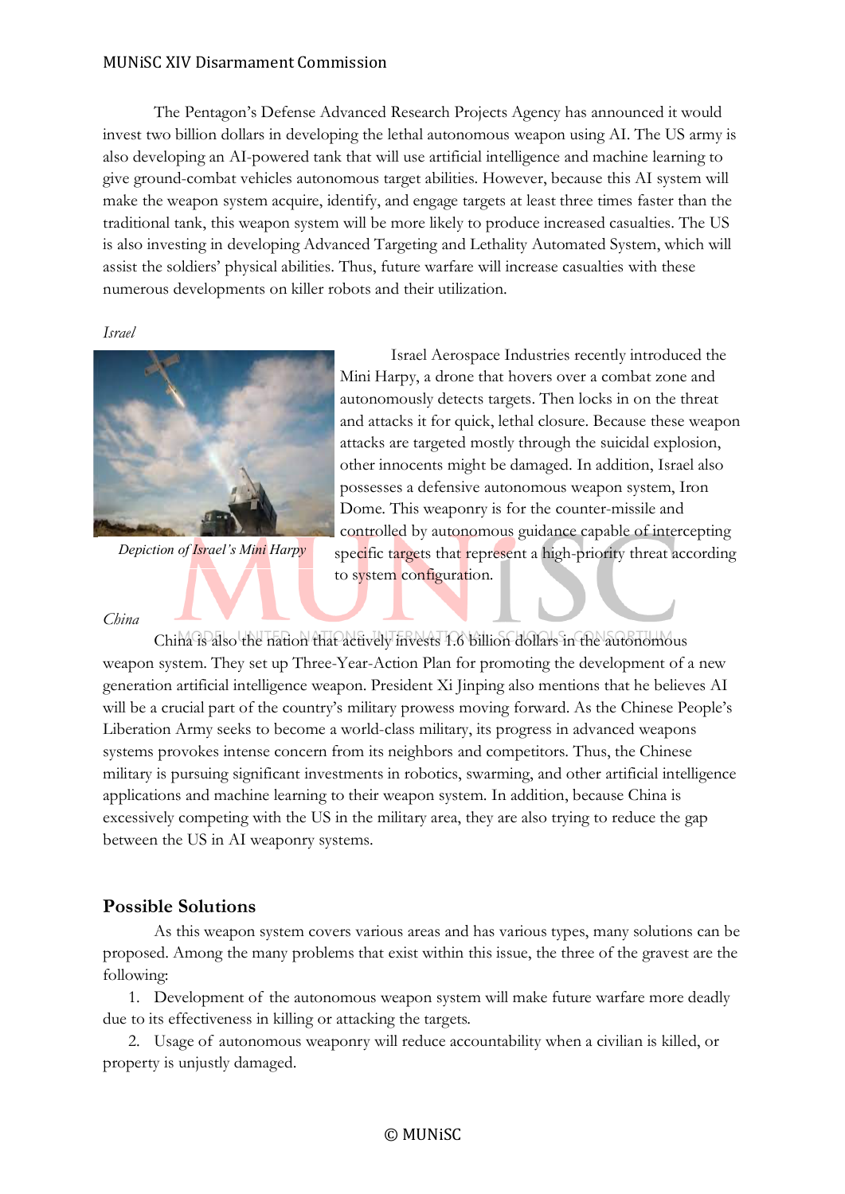The Pentagon's Defense Advanced Research Projects Agency has announced it would invest two billion dollars in developing the lethal autonomous weapon using AI. The US army is also developing an AI-powered tank that will use artificial intelligence and machine learning to give ground-combat vehicles autonomous target abilities. However, because this AI system will make the weapon system acquire, identify, and engage targets at least three times faster than the traditional tank, this weapon system will be more likely to produce increased casualties. The US is also investing in developing Advanced Targeting and Lethality Automated System, which will assist the soldiers' physical abilities. Thus, future warfare will increase casualties with these numerous developments on killer robots and their utilization.

*Israel*

*Depiction of Israel's Mini Harpy*

Israel Aerospace Industries recently introduced the Mini Harpy, a drone that hovers over a combat zone and autonomously detects targets. Then locks in on the threat and attacks it for quick, lethal closure. Because these weapon attacks are targeted mostly through the suicidal explosion, other innocents might be damaged. In addition, Israel also possesses a defensive autonomous weapon system, Iron Dome. This weaponry is for the counter-missile and controlled by autonomous guidance capable of intercepting specific targets that represent a high-priority threat according to system configuration.

*China*

China is also the nation that actively invests 1.6 billion dollars in the autonomous weapon system. They set up Three-Year-Action Plan for promoting the development of a new generation artificial intelligence weapon. President Xi Jinping also mentions that he believes AI will be a crucial part of the country's military prowess moving forward. As the Chinese People's Liberation Army seeks to become a world-class military, its progress in advanced weapons systems provokes intense concern from its neighbors and competitors. Thus, the Chinese military is pursuing significant investments in robotics, swarming, and other artificial intelligence applications and machine learning to their weapon system. In addition, because China is excessively competing with the US in the military area, they are also trying to reduce the gap between the US in AI weaponry systems.

## Possible Solutions

As this weapon system covers various areas and has various types, many solutions can be proposed. Among the many problems that exist within this issue, the three of the gravest are the following:

1. Development of the autonomous weapon system will make future warfare more deadly due to its effectiveness in killing or attacking the targets.
2. Usage of autonomous weaponry will reduce accountability when a civilian is killed, or property is unjustly damaged.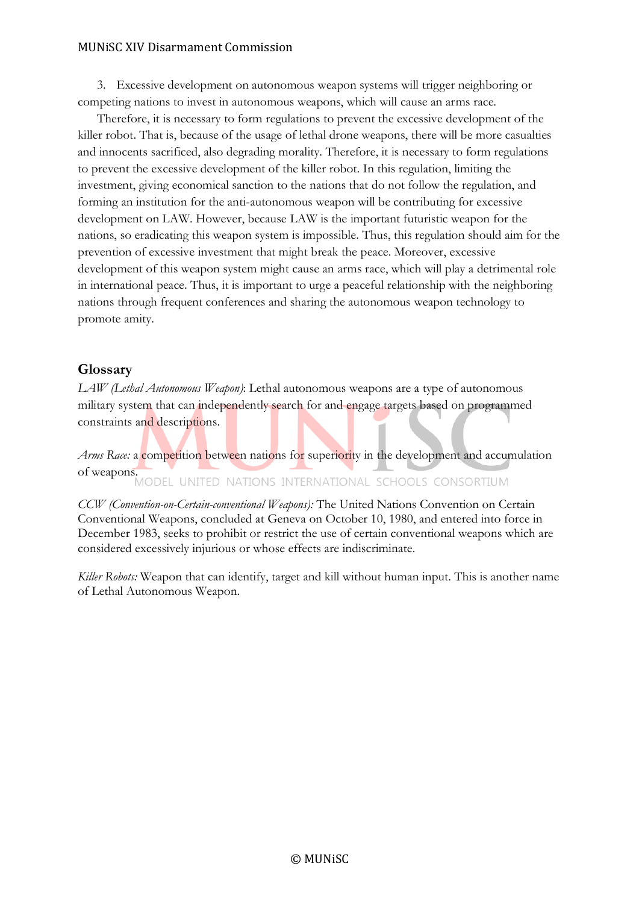3. Excessive development on autonomous weapon systems will trigger neighboring or competing nations to invest in autonomous weapons, which will cause an arms race.

Therefore, it is necessary to form regulations to prevent the excessive development of the killer robot. That is, because of the usage of lethal drone weapons, there will be more casualties and innocents sacrificed, also degrading morality. Therefore, it is necessary to form regulations to prevent the excessive development of the killer robot. In this regulation, limiting the investment, giving economical sanction to the nations that do not follow the regulation, and forming an institution for the anti-autonomous weapon will be contributing for excessive development on LAW. However, because LAW is the important futuristic weapon for the nations, so eradicating this weapon system is impossible. Thus, this regulation should aim for the prevention of excessive investment that might break the peace. Moreover, excessive development of this weapon system might cause an arms race, which will play a detrimental role in international peace. Thus, it is important to urge a peaceful relationship with the neighboring nations through frequent conferences and sharing the autonomous weapon technology to promote amity.

## Glossary

*LAW (Lethal Autonomous Weapon)*: Lethal autonomous weapons are a type of autonomous military system that can independently search for and engage targets based on programmed constraints and descriptions.

*Arms Race:* a competition between nations for superiority in the development and accumulation of weapons.

*CCW (Convention-on-Certain-conventional Weapons):* The United Nations Convention on Certain Conventional Weapons, concluded at Geneva on October 10, 1980, and entered into force in December 1983, seeks to prohibit or restrict the use of certain conventional weapons which are considered excessively injurious or whose effects are indiscriminate.

*Killer Robots:* Weapon that can identify, target and kill without human input. This is another name of Lethal Autonomous Weapon.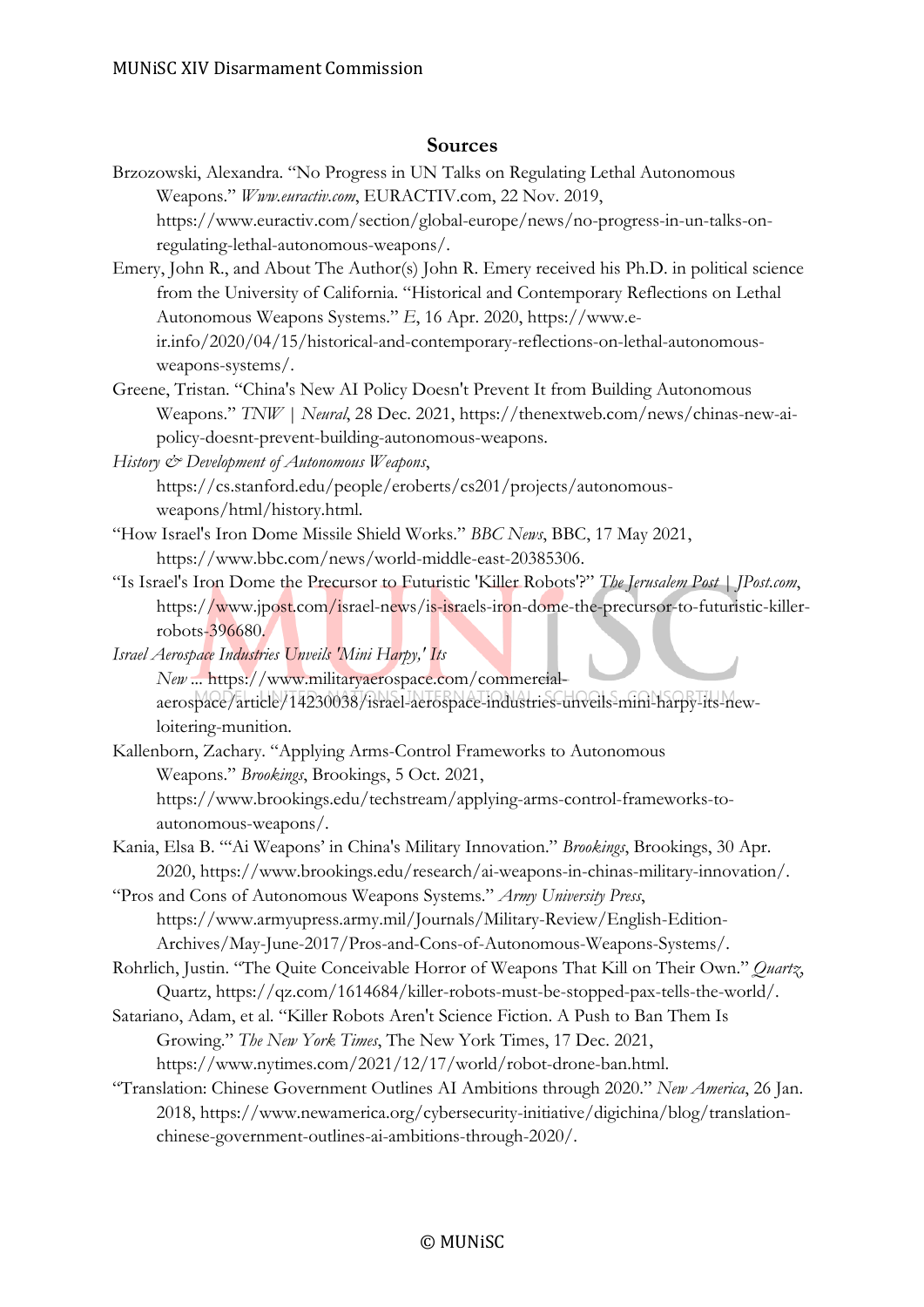## Sources

Brzozowski, Alexandra. "No Progress in UN Talks on Regulating Lethal Autonomous Weapons." *Www.euractiv.com*, EURACTIV.com, 22 Nov. 2019, https://www.euractiv.com/section/global-europe/news/no-progress-in-un-talks-on-regulating-lethal-autonomous-weapons/.

Emery, John R., and About The Author(s) John R. Emery received his Ph.D. in political science from the University of California. "Historical and Contemporary Reflections on Lethal Autonomous Weapons Systems." *E*, 16 Apr. 2020, https://www.e-ir.info/2020/04/15/historical-and-contemporary-reflections-on-lethal-autonomous-weapons-systems/.

Greene, Tristan. "China's New AI Policy Doesn't Prevent It from Building Autonomous Weapons." *TNW | Neural*, 28 Dec. 2021, https://thenextweb.com/news/chinas-new-ai-policy-doesnt-prevent-building-autonomous-weapons.

*History & Development of Autonomous Weapons*, https://cs.stanford.edu/people/eroberts/cs201/projects/autonomous-weapons/html/history.html.

"How Israel's Iron Dome Missile Shield Works." *BBC News*, BBC, 17 May 2021, https://www.bbc.com/news/world-middle-east-20385306.

"Is Israel's Iron Dome the Precursor to Futuristic 'Killer Robots'?" *The Jerusalem Post | JPost.com*, https://www.jpost.com/israel-news/is-israels-iron-dome-the-precursor-to-futuristic-killer-robots-396680.

*Israel Aerospace Industries Unveils 'Mini Harpy,' Its New ...* https://www.militaryaerospace.com/commercial-aerospace/article/14230038/israel-aerospace-industries-unveils-mini-harpy-its-new-loitering-munition.

Kallenborn, Zachary. "Applying Arms-Control Frameworks to Autonomous Weapons." *Brookings*, Brookings, 5 Oct. 2021, https://www.brookings.edu/techstream/applying-arms-control-frameworks-to-autonomous-weapons/.

Kania, Elsa B. "'Ai Weapons' in China's Military Innovation." *Brookings*, Brookings, 30 Apr. 2020, https://www.brookings.edu/research/ai-weapons-in-chinas-military-innovation/.

"Pros and Cons of Autonomous Weapons Systems." *Army University Press*, https://www.armyupress.army.mil/Journals/Military-Review/English-Edition-Archives/May-June-2017/Pros-and-Cons-of-Autonomous-Weapons-Systems/.

Rohrlich, Justin. "The Quite Conceivable Horror of Weapons That Kill on Their Own." *Quartz*, Quartz, https://qz.com/1614684/killer-robots-must-be-stopped-pax-tells-the-world/.

Satariano, Adam, et al. "Killer Robots Aren't Science Fiction. A Push to Ban Them Is Growing." *The New York Times*, The New York Times, 17 Dec. 2021, https://www.nytimes.com/2021/12/17/world/robot-drone-ban.html.

"Translation: Chinese Government Outlines AI Ambitions through 2020." *New America*, 26 Jan. 2018, https://www.newamerica.org/cybersecurity-initiative/digichina/blog/translation-chinese-government-outlines-ai-ambitions-through-2020/.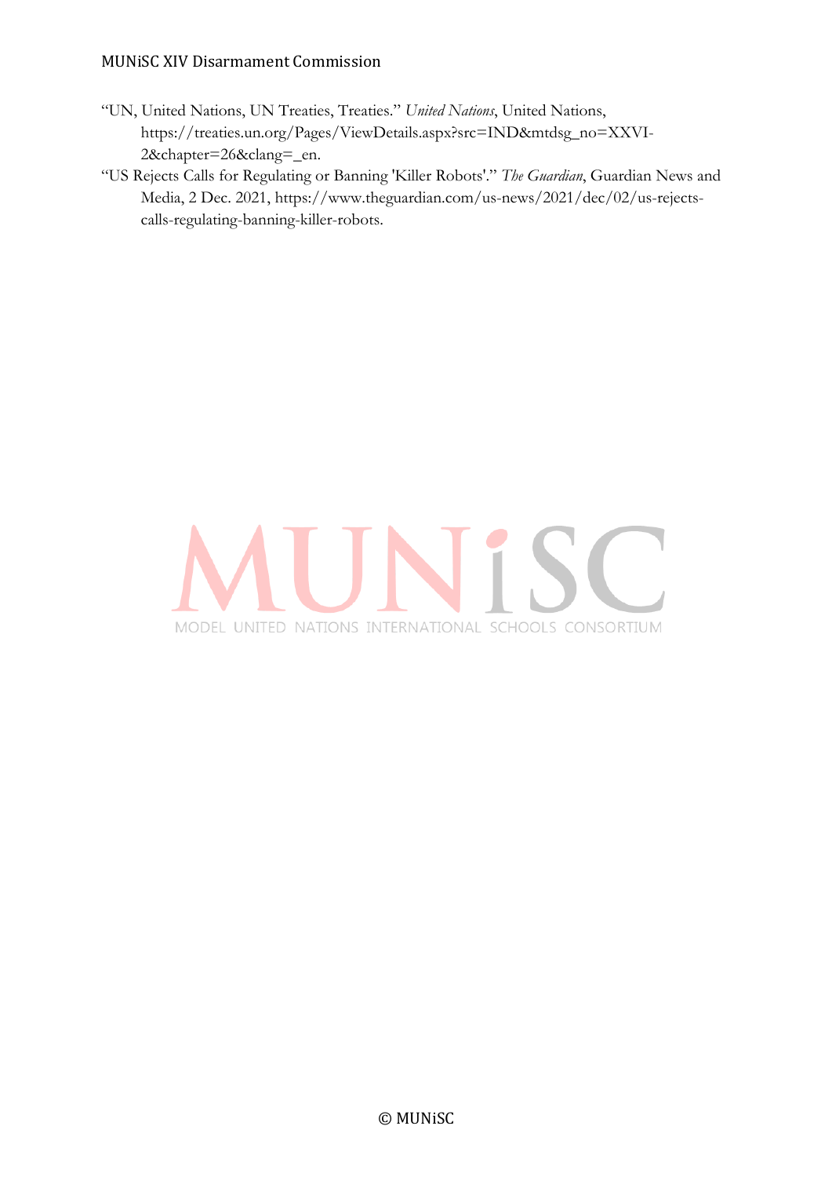"UN, United Nations, UN Treaties, Treaties." *United Nations*, United Nations, https://treaties.un.org/Pages/ViewDetails.aspx?src=IND&mtdsg_no=XXVI-2&chapter=26&clang=_en.

"US Rejects Calls for Regulating or Banning 'Killer Robots'." *The Guardian*, Guardian News and Media, 2 Dec. 2021, https://www.theguardian.com/us-news/2021/dec/02/us-rejects-calls-regulating-banning-killer-robots.